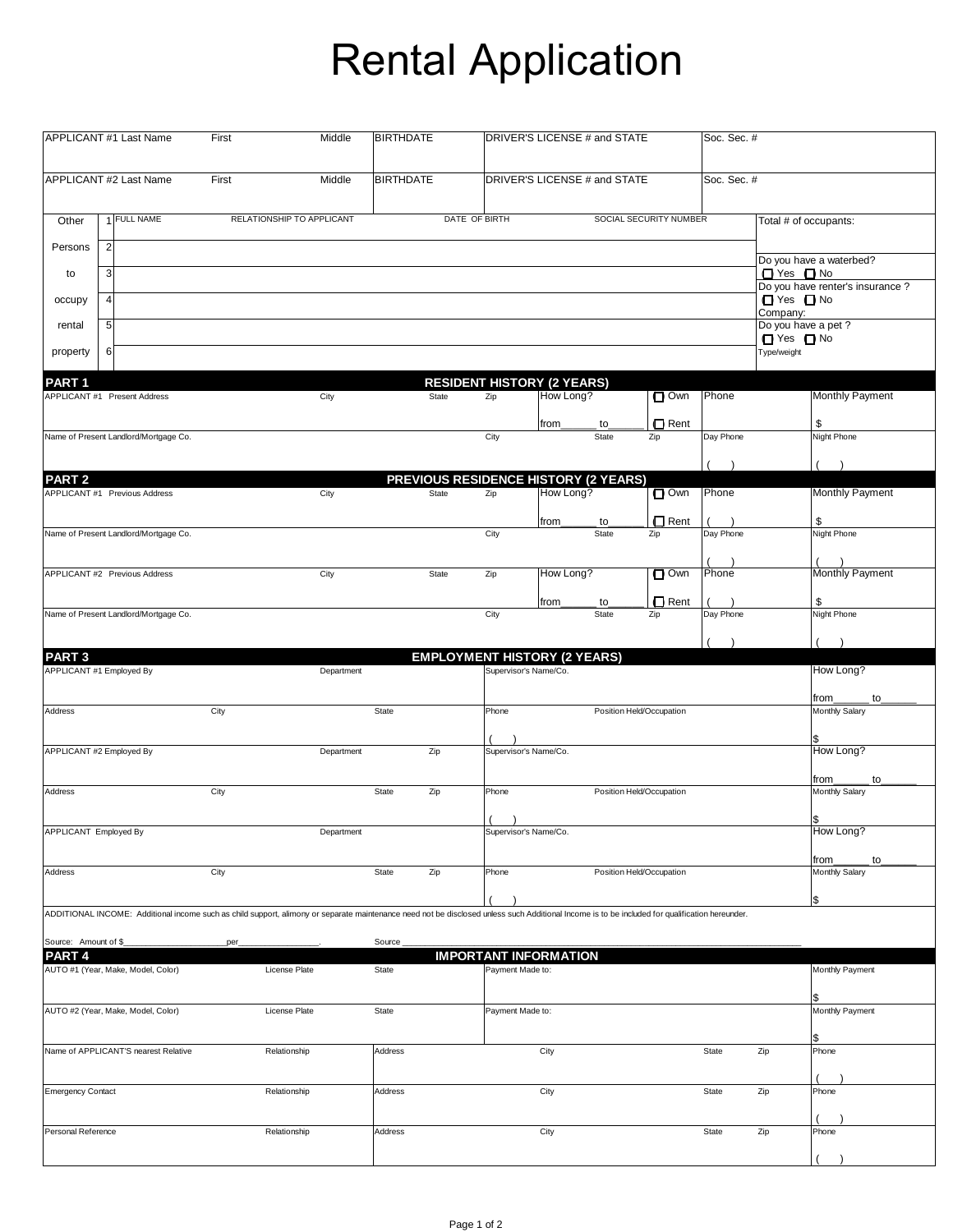# Rental Application

| APPLICANT #1 Last Name | First | Middle | BIRTHDATE | DRIVER'S LICENSE # and STATE | Soc. Sec. # |
|---|---|---|---|---|---|
| | | | | | |

| APPLICANT #2 Last Name | First | Middle | BIRTHDATE | DRIVER'S LICENSE # and STATE | Soc. Sec. # |
|---|---|---|---|---|---|
| | | | | | |

| Other Persons to occupy rental property | # | FULL NAME | RELATIONSHIP TO APPLICANT | DATE OF BIRTH | SOCIAL SECURITY NUMBER | |
|---|---|---|---|---|---|---|
| | 1 | | | | | Total # of occupants: |
| | 2 | | | | | |
| | 3 | | | | | Do you have a waterbed? ☐ Yes ☐ No |
| | 4 | | | | | Do you have renter's insurance ? ☐ Yes ☐ No Company: |
| | 5 | | | | | Do you have a pet ? ☐ Yes ☐ No |
| | 6 | | | | | Type/weight |

## PART 1 — RESIDENT HISTORY (2 YEARS)

| APPLICANT #1 Present Address | City | State | Zip | How Long? from\_\_\_\_\_\_ to\_\_\_\_\_\_ | ☐ Own ☐ Rent | Phone | Monthly Payment $ |
|---|---|---|---|---|---|---|---|
| Name of Present Landlord/Mortgage Co. | | | City | State | Zip | Day Phone ( ) | Night Phone ( ) |

## PART 2 — PREVIOUS RESIDENCE HISTORY (2 YEARS)

| APPLICANT #1 Previous Address | City | State | Zip | How Long? from\_\_\_\_\_\_ to\_\_\_\_\_\_ | ☐ Own ☐ Rent | Phone ( ) | Monthly Payment $ |
|---|---|---|---|---|---|---|---|
| Name of Present Landlord/Mortgage Co. | | | City | State | Zip | Day Phone ( ) | Night Phone ( ) |
| APPLICANT #2 Previous Address | City | State | Zip | How Long? from\_\_\_\_\_\_ to\_\_\_\_\_\_ | ☐ Own ☐ Rent | Phone ( ) | Monthly Payment $ |
| Name of Present Landlord/Mortgage Co. | | | City | State | Zip | Day Phone ( ) | Night Phone ( ) |

## PART 3 — EMPLOYMENT HISTORY (2 YEARS)

| APPLICANT #1 Employed By | | Department | | Supervisor's Name/Co. | | How Long? from\_\_\_\_\_\_ to\_\_\_\_\_\_ |
|---|---|---|---|---|---|---|
| Address | City | State | | Phone ( ) | Position Held/Occupation | Monthly Salary $ |
| APPLICANT #2 Employed By | | Department | Zip | Supervisor's Name/Co. | | How Long? from\_\_\_\_\_\_ to\_\_\_\_\_\_ |
| Address | City | State | Zip | Phone ( ) | Position Held/Occupation | Monthly Salary $ |
| APPLICANT Employed By | | Department | | Supervisor's Name/Co. | | How Long? from\_\_\_\_\_\_ to\_\_\_\_\_\_ |
| Address | City | State | Zip | Phone ( ) | Position Held/Occupation | Monthly Salary $ |

ADDITIONAL INCOME: Additional income such as child support, alimony or separate maintenance need not be disclosed unless such Additional Income is to be included for qualification hereunder.

Source: Amount of $\_\_\_\_\_\_\_\_\_\_\_\_\_\_\_\_\_\_\_\_per\_\_\_\_\_\_\_\_\_\_\_\_\_\_\_\_. Source \_\_\_\_\_\_\_\_\_\_\_\_\_\_\_\_\_\_\_\_\_\_\_\_\_\_\_\_\_\_\_\_\_\_\_\_\_\_\_\_\_\_\_\_\_\_\_\_

## PART 4 — IMPORTANT INFORMATION

| AUTO #1 (Year, Make, Model, Color) | License Plate | State | Payment Made to: | Monthly Payment $ |
|---|---|---|---|---|
| AUTO #2 (Year, Make, Model, Color) | License Plate | State | Payment Made to: | Monthly Payment $ |

| | Relationship | Address | City | State | Zip | Phone |
|---|---|---|---|---|---|---|
| Name of APPLICANT'S nearest Relative | | | | | | ( ) |
| Emergency Contact | | | | | | ( ) |
| Personal Reference | | | | | | ( ) |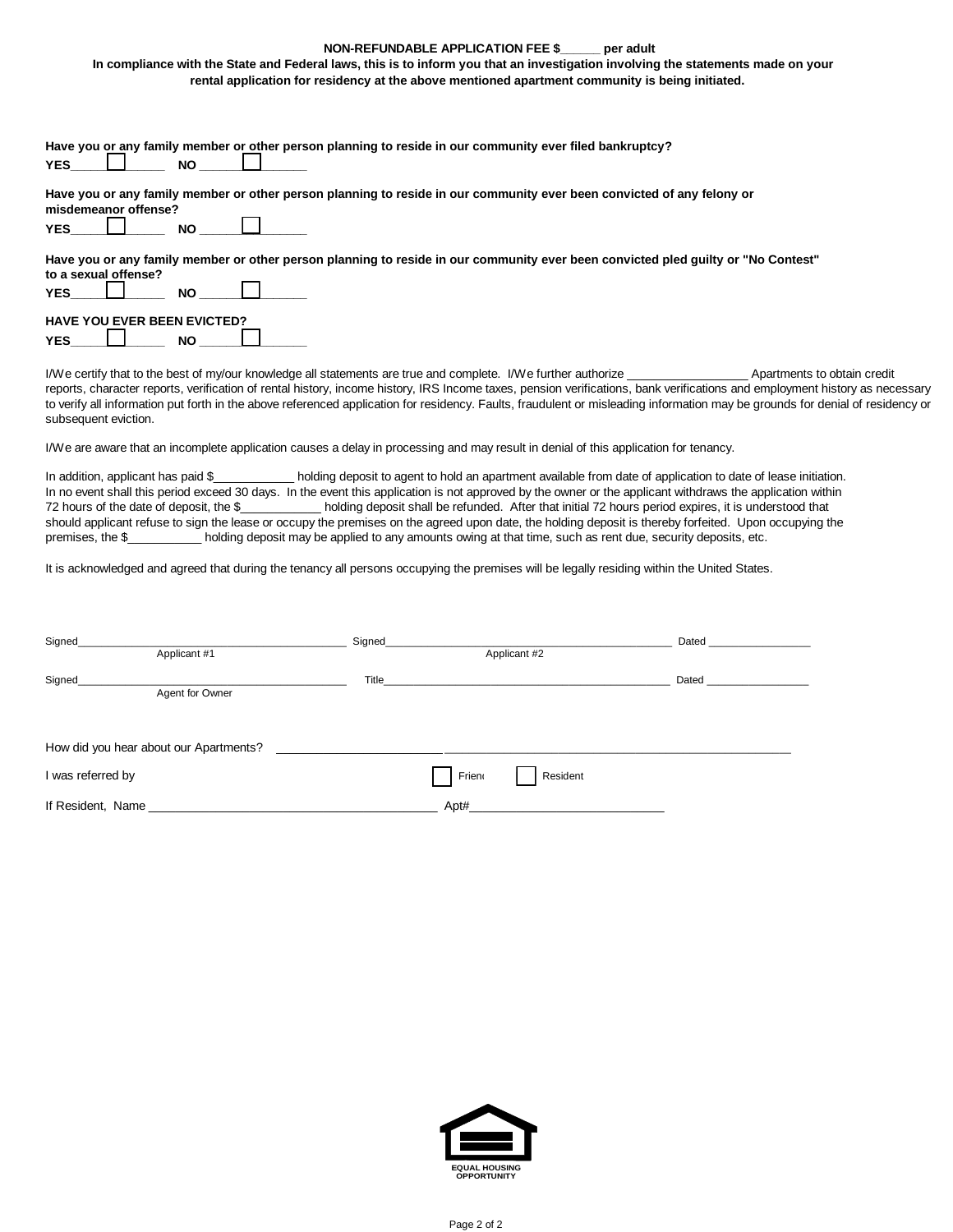**NON-REFUNDABLE APPLICATION FEE $______ per adult**

**In compliance with the State and Federal laws, this is to inform you that an investigation involving the statements made on your rental application for residency at the above mentioned apartment community is being initiated.**

**Have you or any family member or other person planning to reside in our community ever filed bankruptcy?**

**YES** ☐ **NO** ☐

**Have you or any family member or other person planning to reside in our community ever been convicted of any felony or misdemeanor offense?**

**YES** ☐ **NO** ☐

**Have you or any family member or other person planning to reside in our community ever been convicted pled guilty or "No Contest" to a sexual offense?**

**YES** ☐ **NO** ☐

**HAVE YOU EVER BEEN EVICTED?**

**YES** ☐ **NO** ☐

I/We certify that to the best of my/our knowledge all statements are true and complete. I/We further authorize _________________ Apartments to obtain credit reports, character reports, verification of rental history, income history, IRS Income taxes, pension verifications, bank verifications and employment history as necessary to verify all information put forth in the above referenced application for residency. Faults, fraudulent or misleading information may be grounds for denial of residency or subsequent eviction.

I/We are aware that an incomplete application causes a delay in processing and may result in denial of this application for tenancy.

In addition, applicant has paid $___________ holding deposit to agent to hold an apartment available from date of application to date of lease initiation. In no event shall this period exceed 30 days. In the event this application is not approved by the owner or the applicant withdraws the application within 72 hours of the date of deposit, the $___________ holding deposit shall be refunded. After that initial 72 hours period expires, it is understood that should applicant refuse to sign the lease or occupy the premises on the agreed upon date, the holding deposit is thereby forfeited. Upon occupying the premises, the $__________ holding deposit may be applied to any amounts owing at that time, such as rent due, security deposits, etc.

It is acknowledged and agreed that during the tenancy all persons occupying the premises will be legally residing within the United States.

Signed_______________________________ Signed_______________________________ Dated _______________
Applicant #1 Applicant #2

Signed_______________________________ Title_______________________________ Dated _______________
Agent for Owner

How did you hear about our Apartments? _______________________________________________

I was referred by ☐ Friend ☐ Resident

If Resident, Name _______________________________ Apt#_____________________

EQUAL HOUSING OPPORTUNITY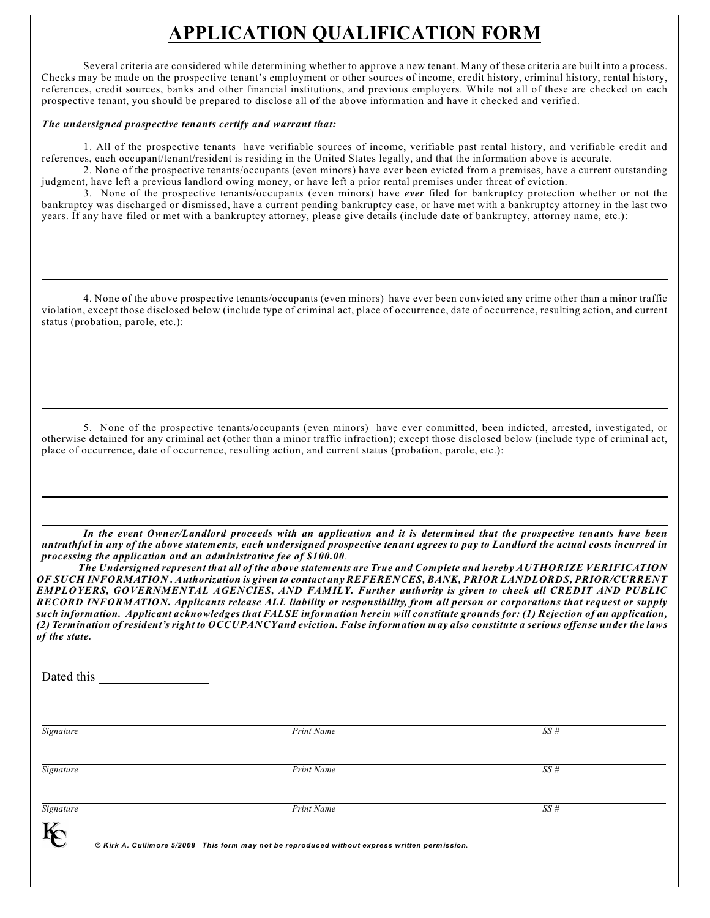# APPLICATION QUALIFICATION FORM

Several criteria are considered while determining whether to approve a new tenant. Many of these criteria are built into a process. Checks may be made on the prospective tenant's employment or other sources of income, credit history, criminal history, rental history, references, credit sources, banks and other financial institutions, and previous employers. While not all of these are checked on each prospective tenant, you should be prepared to disclose all of the above information and have it checked and verified.

***The undersigned prospective tenants certify and warrant that:***

1. All of the prospective tenants have verifiable sources of income, verifiable past rental history, and verifiable credit and references, each occupant/tenant/resident is residing in the United States legally, and that the information above is accurate.
2. None of the prospective tenants/occupants (even minors) have ever been evicted from a premises, have a current outstanding judgment, have left a previous landlord owing money, or have left a prior rental premises under threat of eviction.
3. None of the prospective tenants/occupants (even minors) have ***ever*** filed for bankruptcy protection whether or not the bankruptcy was discharged or dismissed, have a current pending bankruptcy case, or have met with a bankruptcy attorney in the last two years. If any have filed or met with a bankruptcy attorney, please give details (include date of bankruptcy, attorney name, etc.):

_______________________________________________________________________________

_______________________________________________________________________________

4. None of the above prospective tenants/occupants (even minors) have ever been convicted any crime other than a minor traffic violation, except those disclosed below (include type of criminal act, place of occurrence, date of occurrence, resulting action, and current status (probation, parole, etc.):

_______________________________________________________________________________

_______________________________________________________________________________

5. None of the prospective tenants/occupants (even minors) have ever committed, been indicted, arrested, investigated, or otherwise detained for any criminal act (other than a minor traffic infraction); except those disclosed below (include type of criminal act, place of occurrence, date of occurrence, resulting action, and current status (probation, parole, etc.):

_______________________________________________________________________________

_______________________________________________________________________________

***In the event Owner/Landlord proceeds with an application and it is determined that the prospective tenants have been untruthful in any of the above statements, each undersigned prospective tenant agrees to pay to Landlord the actual costs incurred in processing the application and an administrative fee of $100.00.***

***The Undersigned represent that all of the above statements are True and Complete and hereby AUTHORIZE VERIFICATION OF SUCH INFORMATION. Authorization is given to contact any REFERENCES, BANK, PRIOR LANDLORDS, PRIOR/CURRENT EMPLOYERS, GOVERNMENTAL AGENCIES, AND FAMILY. Further authority is given to check all CREDIT AND PUBLIC RECORD INFORMATION. Applicants release ALL liability or responsibility, from all person or corporations that request or supply such information. Applicant acknowledges that FALSE information herein will constitute grounds for: (1) Rejection of an application, (2) Termination of resident's right to OCCUPANCY and eviction. False information may also constitute a serious offense under the laws of the state.***

Dated this ________________

| | | |
|---|---|---|
| *Signature* | *Print Name* | *SS #* |
| *Signature* | *Print Name* | *SS #* |
| *Signature* | *Print Name* | *SS #* |

***© Kirk A. Cullimore 5/2008 This form may not be reproduced without express written permission.***